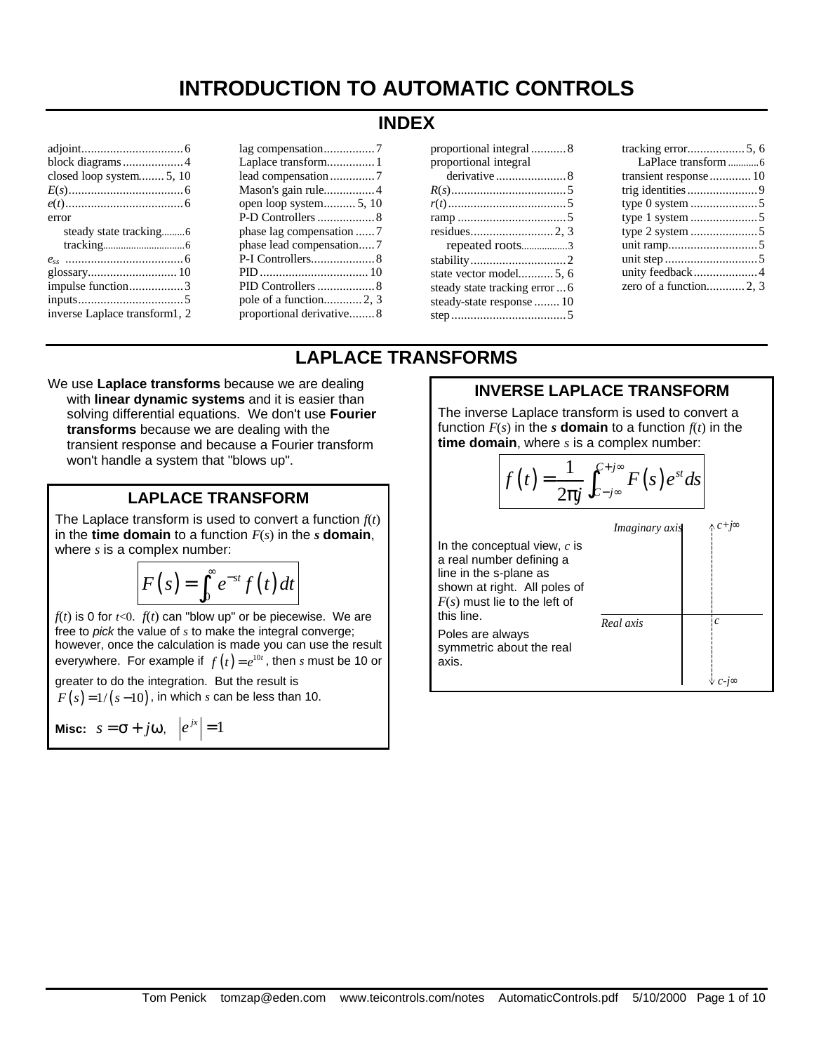# INTRODUCTION TO AUTOMATIC CONTROLS

## INDEX

adjoint....6
block diagrams....4
closed loop system....5, 10
$E(s)$....6
$e(t)$....6
error
  steady state tracking....6
  tracking....6
$e_{ss}$....6
glossary....10
impulse function....3
inputs....5
inverse Laplace transform....1, 2
lag compensation....7
Laplace transform....1
lead compensation....7
Mason's gain rule....4
open loop system....5, 10
P-D Controllers....8
phase lag compensation....7
phase lead compensation....7
P-I Controllers....8
PID....10
PID Controllers....8
pole of a function....2, 3
proportional derivative....8
proportional integral....8
proportional integral derivative....8
$R(s)$....5
$r(t)$....5
ramp....5
residues....2, 3
  repeated roots....3
stability....2
state vector model....5, 6
steady state tracking error....6
steady-state response....10
step....5
tracking error....5, 6
  LaPlace transform....6
transient response....10
trig identities....9
type 0 system....5
type 1 system....5
type 2 system....5
unit ramp....5
unit step....5
unity feedback....4
zero of a function....2, 3

## LAPLACE TRANSFORMS

We use **Laplace transforms** because we are dealing with **linear dynamic systems** and it is easier than solving differential equations. We don't use **Fourier transforms** because we are dealing with the transient response and because a Fourier transform won't handle a system that "blows up".

### LAPLACE TRANSFORM

The Laplace transform is used to convert a function $f(t)$ in the **time domain** to a function $F(s)$ in the ***s* domain**, where $s$ is a complex number:

$$F(s) = \int_0^{\infty} e^{-st} f(t)\,dt$$

$f(t)$ is 0 for $t<0$. $f(t)$ can "blow up" or be piecewise. We are free to *pick* the value of $s$ to make the integral converge; however, once the calculation is made you can use the result everywhere. For example if $f(t)=e^{10t}$, then $s$ must be 10 or greater to do the integration. But the result is $F(s)=1/(s-10)$, in which $s$ can be less than 10.

**Misc:** $s=\sigma+j\omega$, $\left|e^{jx}\right|=1$

### INVERSE LAPLACE TRANSFORM

The inverse Laplace transform is used to convert a function $F(s)$ in the ***s* domain** to a function $f(t)$ in the **time domain**, where $s$ is a complex number:

$$f(t) = \frac{1}{2\pi j}\int_{C-j\infty}^{C+j\infty} F(s)e^{st}\,ds$$

In the conceptual view, $c$ is a real number defining a line in the s-plane as shown at right. All poles of $F(s)$ must lie to the left of this line.

Poles are always symmetric about the real axis.

*Imaginary axis* — *Real axis* — $c+j\infty$, $c$, $c-j\infty$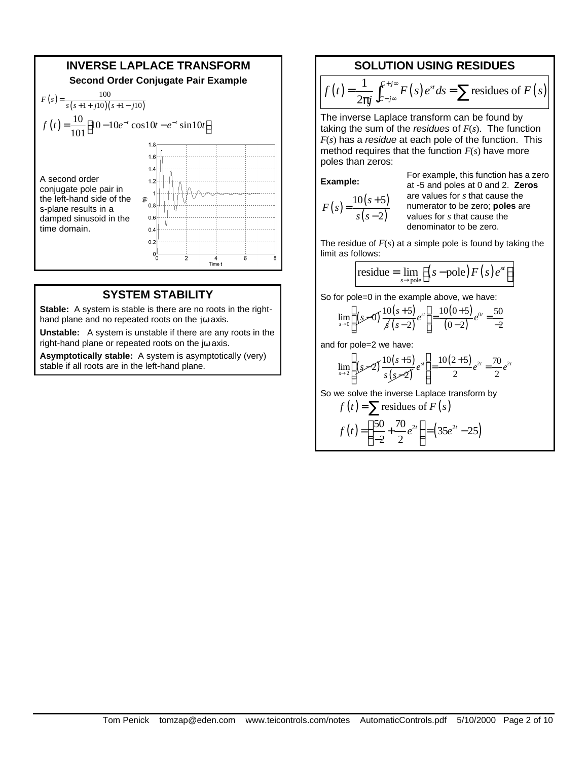## INVERSE LAPLACE TRANSFORM

### Second Order Conjugate Pair Example

$$F(s) = \frac{100}{s(s+1+j10)(s+1-j10)}$$

$$f(t) = \frac{10}{101}\left[10 - 10e^{-t}\cos 10t - e^{-t}\sin 10t\right]$$

A second order conjugate pair pole in the left-hand side of the s-plane results in a damped sinusoid in the time domain.

## SYSTEM STABILITY

**Stable:** A system is stable is there are no roots in the right-hand plane and no repeated roots on the $j\omega$ axis.

**Unstable:** A system is unstable if there are any roots in the right-hand plane or repeated roots on the $j\omega$ axis.

**Asymptotically stable:** A system is asymptotically (very) stable if all roots are in the left-hand plane.

## SOLUTION USING RESIDUES

$$f(t) = \frac{1}{2\pi j}\int_{C-j\infty}^{C+j\infty} F(s)e^{st}ds = \sum \text{residues of } F(s)$$

The inverse Laplace transform can be found by taking the sum of the *residues* of $F(s)$. The function $F(s)$ has a *residue* at each pole of the function. This method requires that the function $F(s)$ have more poles than zeros:

**Example:**

$$F(s) = \frac{10(s+5)}{s(s-2)}$$

For example, this function has a zero at -5 and poles at 0 and 2. **Zeros** are values for $s$ that cause the numerator to be zero; **poles** are values for $s$ that cause the denominator to be zero.

The residue of $F(s)$ at a simple pole is found by taking the limit as follows:

$$\text{residue} = \lim_{s \to \text{pole}}\left[(s - \text{pole})F(s)e^{st}\right]$$

So for pole=0 in the example above, we have:

$$\lim_{s \to 0}\left[(s-0)\frac{10(s+5)}{s(s-2)}e^{st}\right] = \frac{10(0+5)}{(0-2)}e^{0t} = \frac{50}{-2}$$

and for pole=2 we have:

$$\lim_{s \to 2}\left[(s-2)\frac{10(s+5)}{s(s-2)}e^{st}\right] = \frac{10(2+5)}{2}e^{2t} = \frac{70}{2}e^{2t}$$

So we solve the inverse Laplace transform by

$$f(t) = \sum \text{residues of } F(s)$$

$$f(t) = \left[\frac{50}{-2} + \frac{70}{2}e^{2t}\right] = \left(35e^{2t} - 25\right)$$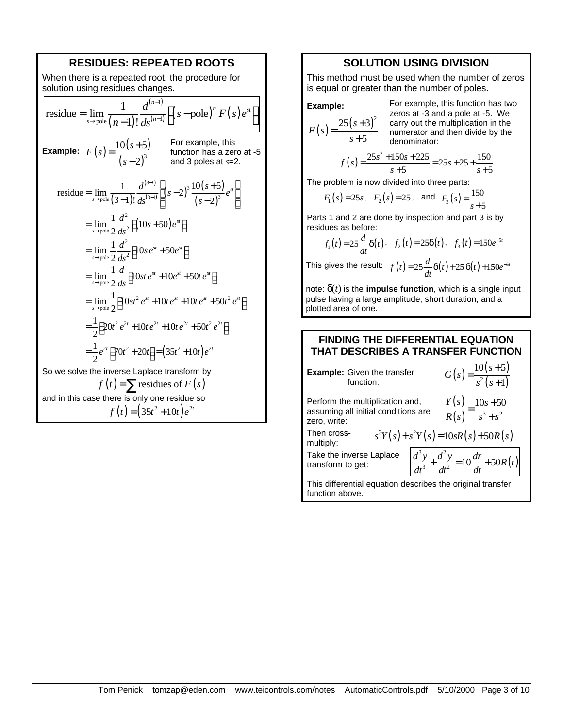## RESIDUES: REPEATED ROOTS

When there is a repeated root, the procedure for solution using residues changes.

$$\text{residue} = \lim_{s \to \text{pole}} \frac{1}{(n-1)!} \frac{d^{(n-1)}}{ds^{(n-1)}} \left[ (s - \text{pole})^n F(s) e^{st} \right]$$

**Example:** $F(s) = \dfrac{10(s+5)}{(s-2)^3}$

For example, this function has a zero at -5 and 3 poles at $s$=2.

$$\text{residue} = \lim_{s \to \text{pole}} \frac{1}{(3-1)!} \frac{d^{(3-1)}}{ds^{(3-1)}} \left[ (s-2)^3 \frac{10(s+5)}{(s-2)^3} e^{st} \right]$$

$$= \lim_{s \to \text{pole}} \frac{1}{2} \frac{d^2}{ds^2} \left[ (10s+50) e^{st} \right]$$

$$= \lim_{s \to \text{pole}} \frac{1}{2} \frac{d^2}{ds^2} \left[ 10s\, e^{st} + 50 e^{st} \right]$$

$$= \lim_{s \to \text{pole}} \frac{1}{2} \frac{d}{ds} \left[ 10st\, e^{st} + 10 e^{st} + 50t\, e^{st} \right]$$

$$= \lim_{s \to \text{pole}} \frac{1}{2} \left[ 10st^2 e^{st} + 10t\, e^{st} + 10t\, e^{st} + 50t^2 e^{st} \right]$$

$$= \frac{1}{2} \left[ 20t^2 e^{2t} + 10t\, e^{2t} + 10t\, e^{2t} + 50t^2 e^{2t} \right]$$

$$= \frac{1}{2} e^{2t} \left[ 70t^2 + 20t \right] = \left( 35t^2 + 10t \right) e^{2t}$$

So we solve the inverse Laplace transform by

$$f(t) = \sum \text{residues of } F(s)$$

and in this case there is only one residue so

$$f(t) = \left( 35t^2 + 10t \right) e^{2t}$$

## SOLUTION USING DIVISION

This method must be used when the number of zeros is equal or greater than the number of poles.

**Example:** $F(s) = \dfrac{25(s+3)^2}{s+5}$

For example, this function has two zeros at -3 and a pole at -5. We carry out the multiplication in the numerator and then divide by the denominator:

$$f(s) = \frac{25s^2 + 150s + 225}{s+5} = 25s + 25 + \frac{150}{s+5}$$

The problem is now divided into three parts:

$$F_1(s) = 25s, \quad F_2(s) = 25, \quad \text{and} \quad F_3(s) = \frac{150}{s+5}$$

Parts 1 and 2 are done by inspection and part 3 is by residues as before:

$$f_1(t) = 25 \frac{d}{dt} \delta(t), \quad f_2(t) = 25\delta(t), \quad f_3(t) = 150 e^{-5t}$$

This gives the result: $f(t) = 25 \dfrac{d}{dt} \delta(t) + 25\,\delta(t) + 150 e^{-5t}$

note: $\delta(t)$ is the **impulse function**, which is a single input pulse having a large amplitude, short duration, and a plotted area of one.

## FINDING THE DIFFERENTIAL EQUATION THAT DESCRIBES A TRANSFER FUNCTION

**Example:** Given the transfer function:

$$G(s) = \frac{10(s+5)}{s^2(s+1)}$$

Perform the multiplication and, assuming all initial conditions are zero, write:

$$\frac{Y(s)}{R(s)} = \frac{10s+50}{s^3+s^2}$$

Then cross-multiply:

$$s^3 Y(s) + s^2 Y(s) = 10sR(s) + 50R(s)$$

Take the inverse Laplace transform to get:

$$\frac{d^3y}{dt^3} + \frac{d^2y}{dt^2} = 10\frac{dr}{dt} + 50R(t)$$

This differential equation describes the original transfer function above.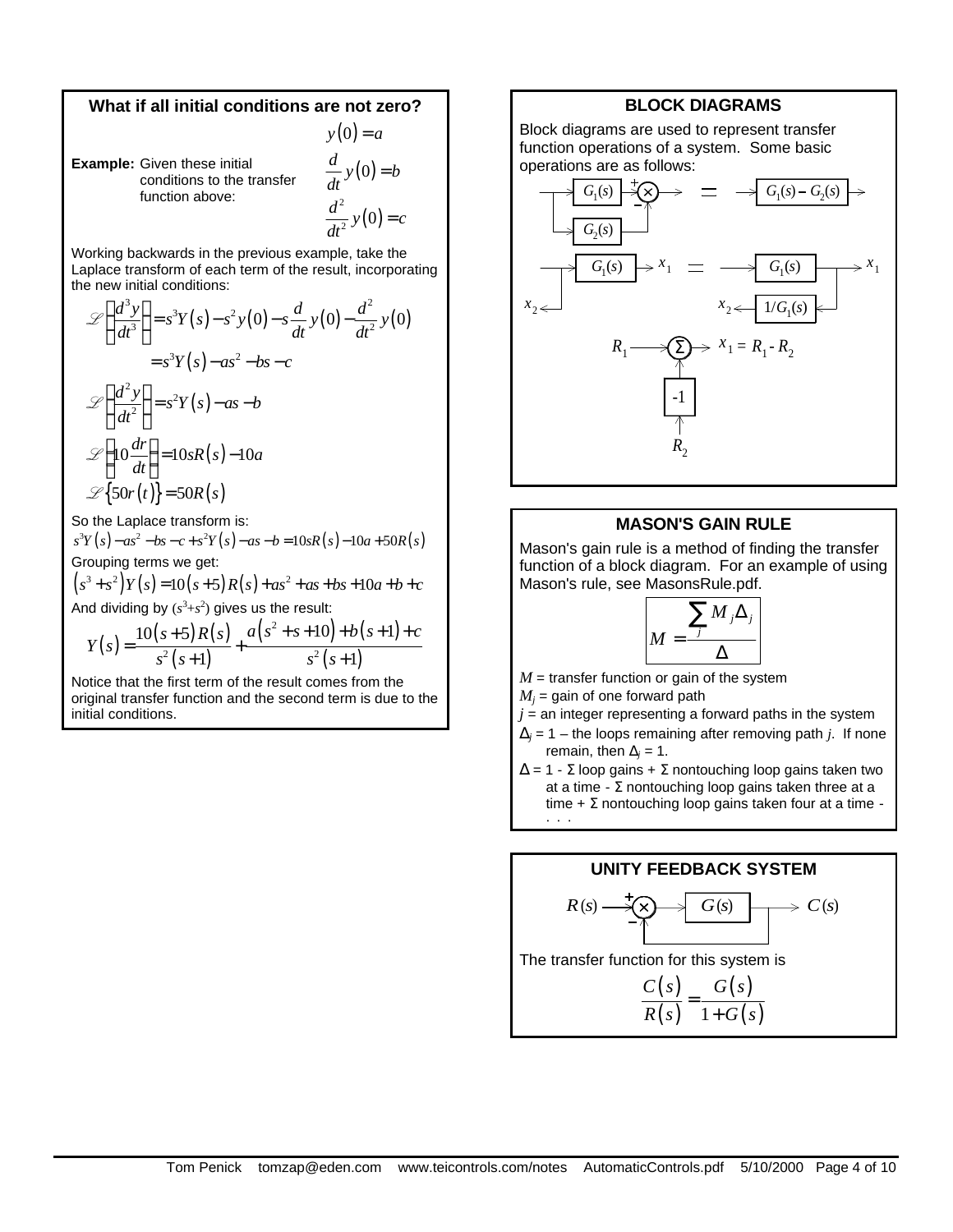## What if all initial conditions are not zero?

**Example:** Given these initial conditions to the transfer function above:

$$y(0) = a$$

$$\frac{d}{dt}y(0) = b$$

$$\frac{d^2}{dt^2}y(0) = c$$

Working backwards in the previous example, take the Laplace transform of each term of the result, incorporating the new initial conditions:

$$\mathscr{L}\left\{\frac{d^3 y}{dt^3}\right\} = s^3 Y(s) - s^2 y(0) - s\frac{d}{dt}y(0) - \frac{d^2}{dt^2}y(0)$$

$$= s^3 Y(s) - as^2 - bs - c$$

$$\mathscr{L}\left\{\frac{d^2 y}{dt^2}\right\} = s^2 Y(s) - as - b$$

$$\mathscr{L}\left\{10\frac{dr}{dt}\right\} = 10sR(s) - 10a$$

$$\mathscr{L}\{50r(t)\} = 50R(s)$$

So the Laplace transform is:

$$s^3 Y(s) - as^2 - bs - c + s^2 Y(s) - as - b = 10sR(s) - 10a + 50R(s)$$

Grouping terms we get:

$$\left(s^3 + s^2\right)Y(s) = 10(s+5)R(s) + as^2 + as + bs + 10a + b + c$$

And dividing by $(s^3+s^2)$ gives us the result:

$$Y(s) = \frac{10(s+5)R(s)}{s^2(s+1)} + \frac{a\left(s^2+s+10\right) + b(s+1) + c}{s^2(s+1)}$$

Notice that the first term of the result comes from the original transfer function and the second term is due to the initial conditions.

## BLOCK DIAGRAMS

Block diagrams are used to represent transfer function operations of a system. Some basic operations are as follows:

- Two parallel blocks $G_1(s)$ (+) and $G_2(s)$ (−) summed = $G_1(s) - G_2(s)$
- $G_1(s)$ with output $x_1$ and pickoff $x_2$ before the block = $G_1(s)$ with output $x_1$ and $x_2$ taken after the block through $1/G_1(s)$
- $R_1$ into $\Sigma$ with $R_2$ through $-1$: $x_1 = R_1 - R_2$

## MASON'S GAIN RULE

Mason's gain rule is a method of finding the transfer function of a block diagram. For an example of using Mason's rule, see MasonsRule.pdf.

$$M = \frac{\sum_j M_j \Delta_j}{\Delta}$$

$M$ = transfer function or gain of the system

$M_j$ = gain of one forward path

$j$ = an integer representing a forward paths in the system

$\Delta_j$ = 1 – the loops remaining after removing path $j$. If none remain, then $\Delta_j = 1$.

$\Delta$ = 1 - Σ loop gains + Σ nontouching loop gains taken two at a time - Σ nontouching loop gains taken three at a time + Σ nontouching loop gains taken four at a time - . . .

## UNITY FEEDBACK SYSTEM

$R(s)$ → (+/−) → $G(s)$ → $C(s)$, with output fed back to the negative input.

The transfer function for this system is

$$\frac{C(s)}{R(s)} = \frac{G(s)}{1+G(s)}$$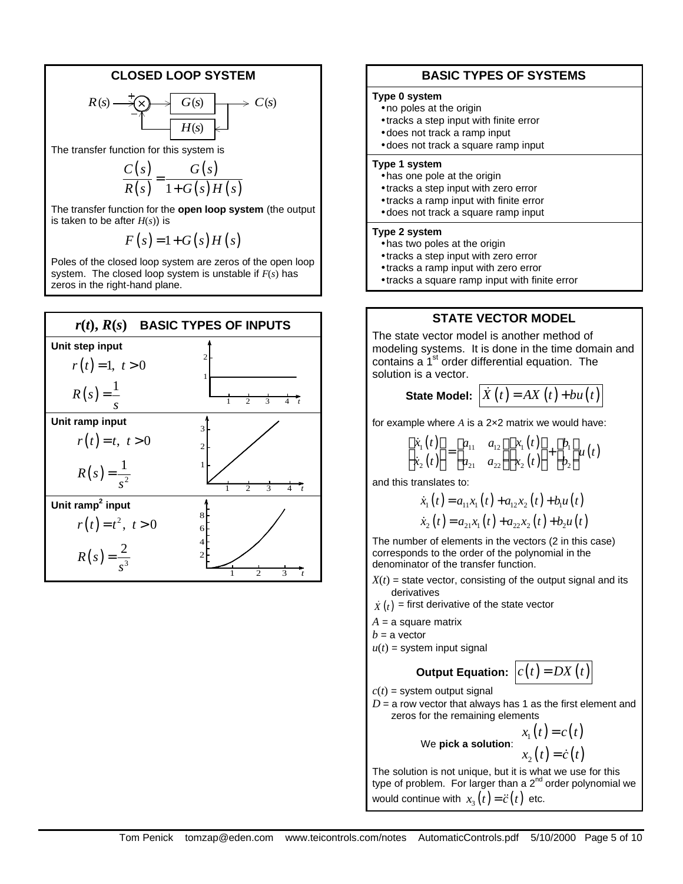## CLOSED LOOP SYSTEM

$R(s)$ → (+/−) summing junction → $G(s)$ → $C(s)$, with feedback through $H(s)$

The transfer function for this system is

$$\frac{C(s)}{R(s)} = \frac{G(s)}{1+G(s)H(s)}$$

The transfer function for the **open loop system** (the output is taken to be after $H(s)$) is

$$F(s) = 1 + G(s)H(s)$$

Poles of the closed loop system are zeros of the open loop system. The closed loop system is unstable if $F(s)$ has zeros in the right-hand plane.

## $r(t)$, $R(s)$ BASIC TYPES OF INPUTS

**Unit step input**

$$r(t) = 1,\ t > 0$$

$$R(s) = \frac{1}{s}$$

**Unit ramp input**

$$r(t) = t,\ t > 0$$

$$R(s) = \frac{1}{s^2}$$

**Unit ramp² input**

$$r(t) = t^2,\ t > 0$$

$$R(s) = \frac{2}{s^3}$$

## BASIC TYPES OF SYSTEMS

**Type 0 system**

- no poles at the origin
- tracks a step input with finite error
- does not track a ramp input
- does not track a square ramp input

**Type 1 system**

- has one pole at the origin
- tracks a step input with zero error
- tracks a ramp input with finite error
- does not track a square ramp input

**Type 2 system**

- has two poles at the origin
- tracks a step input with zero error
- tracks a ramp input with zero error
- tracks a square ramp input with finite error

## STATE VECTOR MODEL

The state vector model is another method of modeling systems. It is done in the time domain and contains a 1st order differential equation. The solution is a vector.

**State Model:** $\dot{X}(t) = AX(t) + bu(t)$

for example where $A$ is a 2×2 matrix we would have:

$$\begin{bmatrix} \dot{x}_1(t) \\ \dot{x}_2(t) \end{bmatrix} = \begin{bmatrix} a_{11} & a_{12} \\ a_{21} & a_{22} \end{bmatrix} \begin{bmatrix} x_1(t) \\ x_2(t) \end{bmatrix} + \begin{bmatrix} b_1 \\ b_2 \end{bmatrix} u(t)$$

and this translates to:

$$\dot{x}_1(t) = a_{11}x_1(t) + a_{12}x_2(t) + b_1u(t)$$

$$\dot{x}_2(t) = a_{21}x_1(t) + a_{22}x_2(t) + b_2u(t)$$

The number of elements in the vectors (2 in this case) corresponds to the order of the polynomial in the denominator of the transfer function.

$X(t)$ = state vector, consisting of the output signal and its derivatives

$\dot{X}(t)$ = first derivative of the state vector

$A$ = a square matrix

$b$ = a vector

$u(t)$ = system input signal

**Output Equation:** $c(t) = DX(t)$

$c(t)$ = system output signal

$D$ = a row vector that always has 1 as the first element and zeros for the remaining elements

We **pick a solution**:

$$x_1(t) = c(t)$$

$$x_2(t) = \dot{c}(t)$$

The solution is not unique, but it is what we use for this type of problem. For larger than a 2nd order polynomial we would continue with $x_3(t) = \ddot{c}(t)$ etc.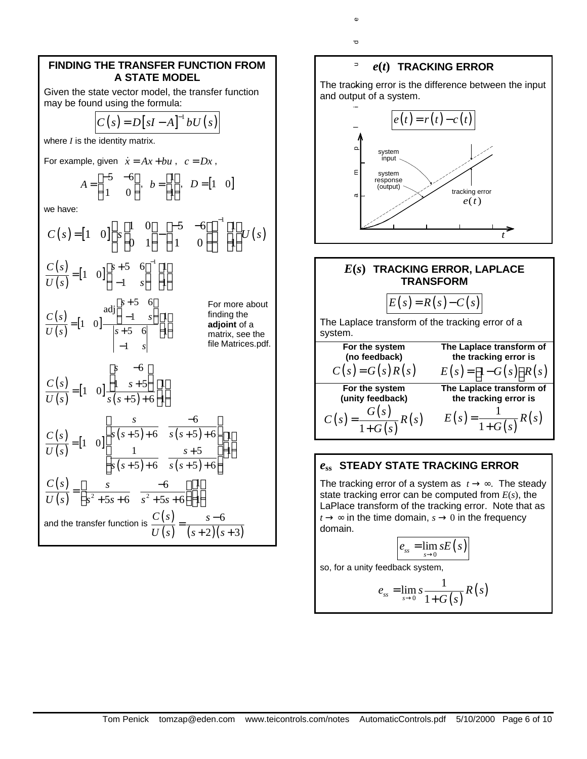## FINDING THE TRANSFER FUNCTION FROM A STATE MODEL

Given the state vector model, the transfer function may be found using the formula:

$$C(s) = D[sI - A]^{-1} bU(s)$$

where $I$ is the identity matrix.

For example, given $\dot{x} = Ax + bu$, $c = Dx$,

$$A = \begin{bmatrix} -5 & -6 \\ 1 & 0 \end{bmatrix},\ b = \begin{bmatrix} 1 \\ 1 \end{bmatrix},\ D = \begin{bmatrix} 1 & 0 \end{bmatrix}$$

we have:

$$C(s) = \begin{bmatrix} 1 & 0 \end{bmatrix} \left[ s \begin{bmatrix} 1 & 0 \\ 0 & 1 \end{bmatrix} - \begin{bmatrix} -5 & -6 \\ 1 & 0 \end{bmatrix} \right]^{-1} \begin{bmatrix} 1 \\ 1 \end{bmatrix} U(s)$$

$$\frac{C(s)}{U(s)} = \begin{bmatrix} 1 & 0 \end{bmatrix} \begin{bmatrix} s+5 & 6 \\ -1 & s \end{bmatrix}^{-1} \begin{bmatrix} 1 \\ 1 \end{bmatrix}$$

$$\frac{C(s)}{U(s)} = \begin{bmatrix} 1 & 0 \end{bmatrix} \frac{\operatorname{adj}\begin{bmatrix} s+5 & 6 \\ -1 & s \end{bmatrix}}{\begin{vmatrix} s+5 & 6 \\ -1 & s \end{vmatrix}} \begin{bmatrix} 1 \\ 1 \end{bmatrix}$$

For more about finding the **adjoint** of a matrix, see the file Matrices.pdf.

$$\frac{C(s)}{U(s)} = \begin{bmatrix} 1 & 0 \end{bmatrix} \frac{\begin{bmatrix} s & -6 \\ 1 & s+5 \end{bmatrix}}{s(s+5)+6} \begin{bmatrix} 1 \\ 1 \end{bmatrix}$$

$$\frac{C(s)}{U(s)} = \begin{bmatrix} 1 & 0 \end{bmatrix} \begin{bmatrix} \frac{s}{s(s+5)+6} & \frac{-6}{s(s+5)+6} \\ \frac{1}{s(s+5)+6} & \frac{s+5}{s(s+5)+6} \end{bmatrix} \begin{bmatrix} 1 \\ 1 \end{bmatrix}$$

$$\frac{C(s)}{U(s)} = \begin{bmatrix} \frac{s}{s^2+5s+6} & \frac{-6}{s^2+5s+6} \end{bmatrix} \begin{bmatrix} 1 \\ 1 \end{bmatrix}$$

and the transfer function is $\dfrac{C(s)}{U(s)} = \dfrac{s-6}{(s+2)(s+3)}$

## $e(t)$ TRACKING ERROR

The tracking error is the difference between the input and output of a system.

$$e(t) = r(t) - c(t)$$

## $E(s)$ TRACKING ERROR, LAPLACE TRANSFORM

$$E(s) = R(s) - C(s)$$

The Laplace transform of the tracking error of a system.

| For the system | The Laplace transform of the tracking error is |
|---|---|
| **(no feedback)** $C(s) = G(s)R(s)$ | $E(s) = [1 - G(s)]R(s)$ |
| **For the system (unity feedback)** $C(s) = \dfrac{G(s)}{1+G(s)}R(s)$ | **The Laplace transform of the tracking error is** $E(s) = \dfrac{1}{1+G(s)}R(s)$ |

## $e_{ss}$ STEADY STATE TRACKING ERROR

The tracking error of a system as $t \to \infty$. The steady state tracking error can be computed from $E(s)$, the LaPlace transform of the tracking error. Note that as $t \to \infty$ in the time domain, $s \to 0$ in the frequency domain.

$$e_{ss} = \lim_{s \to 0} sE(s)$$

so, for a unity feedback system,

$$e_{ss} = \lim_{s \to 0} s \frac{1}{1+G(s)} R(s)$$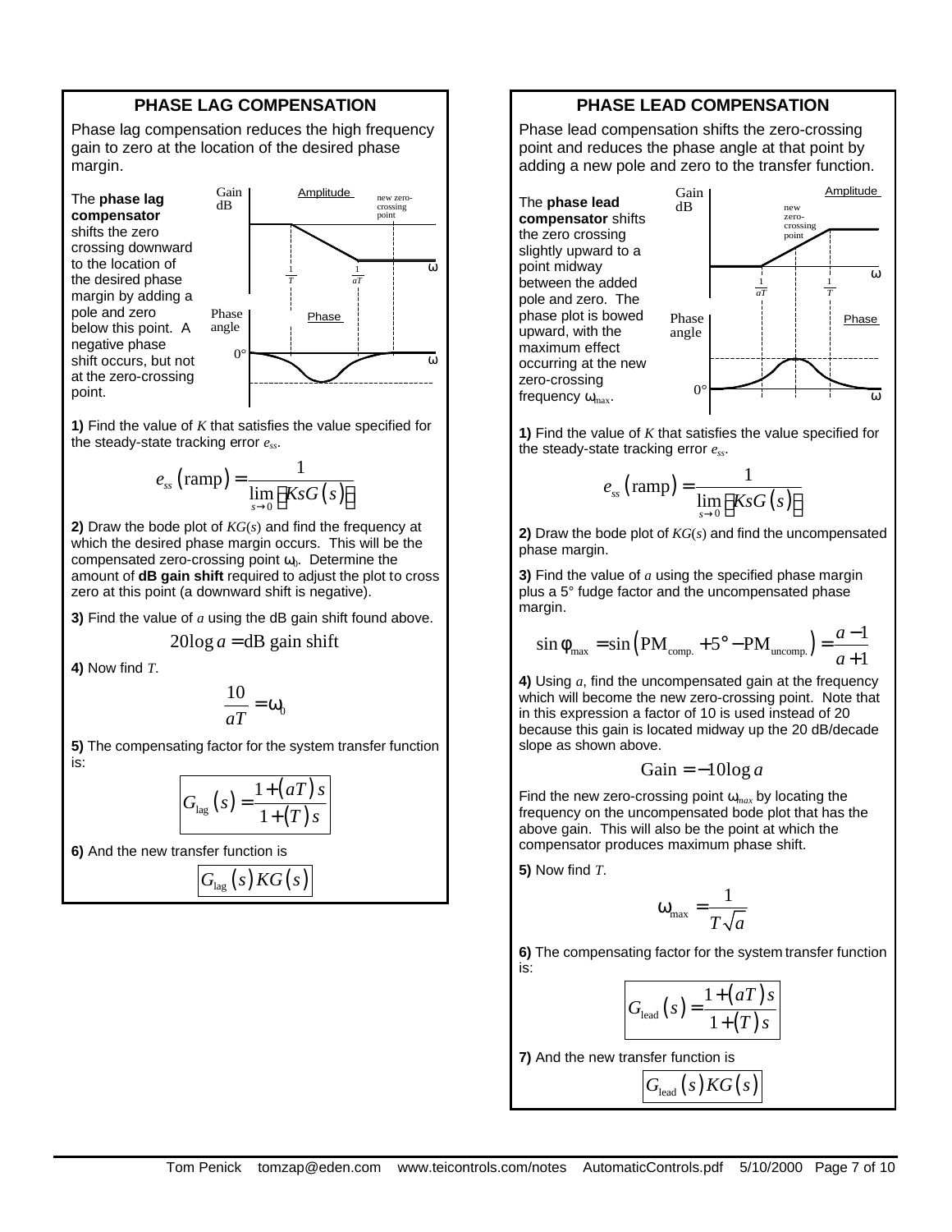## PHASE LAG COMPENSATION

Phase lag compensation reduces the high frequency gain to zero at the location of the desired phase margin.

The **phase lag compensator** shifts the zero crossing downward to the location of the desired phase margin by adding a pole and zero below this point. A negative phase shift occurs, but not at the zero-crossing point.

**1)** Find the value of $K$ that satisfies the value specified for the steady-state tracking error $e_{ss}$.

$$e_{ss}(\text{ramp}) = \frac{1}{\lim_{s \to 0} [KsG(s)]}$$

**2)** Draw the bode plot of $KG(s)$ and find the frequency at which the desired phase margin occurs. This will be the compensated zero-crossing point $\omega_0$. Determine the amount of **dB gain shift** required to adjust the plot to cross zero at this point (a downward shift is negative).

**3)** Find the value of $a$ using the dB gain shift found above.

$$20\log a = \text{dB gain shift}$$

**4)** Now find $T$.

$$\frac{10}{aT} = \omega_0$$

**5)** The compensating factor for the system transfer function is:

$$G_{\text{lag}}(s) = \frac{1+(aT)s}{1+(T)s}$$

**6)** And the new transfer function is

$$G_{\text{lag}}(s)KG(s)$$

## PHASE LEAD COMPENSATION

Phase lead compensation shifts the zero-crossing point and reduces the phase angle at that point by adding a new pole and zero to the transfer function.

The **phase lead compensator** shifts the zero crossing slightly upward to a point midway between the added pole and zero. The phase plot is bowed upward, with the maximum effect occurring at the new zero-crossing frequency $\omega_{\max}$.

**1)** Find the value of $K$ that satisfies the value specified for the steady-state tracking error $e_{ss}$.

$$e_{ss}(\text{ramp}) = \frac{1}{\lim_{s \to 0} [KsG(s)]}$$

**2)** Draw the bode plot of $KG(s)$ and find the uncompensated phase margin.

**3)** Find the value of $a$ using the specified phase margin plus a 5° fudge factor and the uncompensated phase margin.

$$\sin\phi_{\max} = \sin\left(\text{PM}_{\text{comp.}} + 5° - \text{PM}_{\text{uncomp.}}\right) = \frac{a-1}{a+1}$$

**4)** Using $a$, find the uncompensated gain at the frequency which will become the new zero-crossing point. Note that in this expression a factor of 10 is used instead of 20 because this gain is located midway up the 20 dB/decade slope as shown above.

$$\text{Gain} = -10\log a$$

Find the new zero-crossing point $\omega_{max}$ by locating the frequency on the uncompensated bode plot that has the above gain. This will also be the point at which the compensator produces maximum phase shift.

**5)** Now find $T$.

$$\omega_{\max} = \frac{1}{T\sqrt{a}}$$

**6)** The compensating factor for the system transfer function is:

$$G_{\text{lead}}(s) = \frac{1+(aT)s}{1+(T)s}$$

**7)** And the new transfer function is

$$G_{\text{lead}}(s)KG(s)$$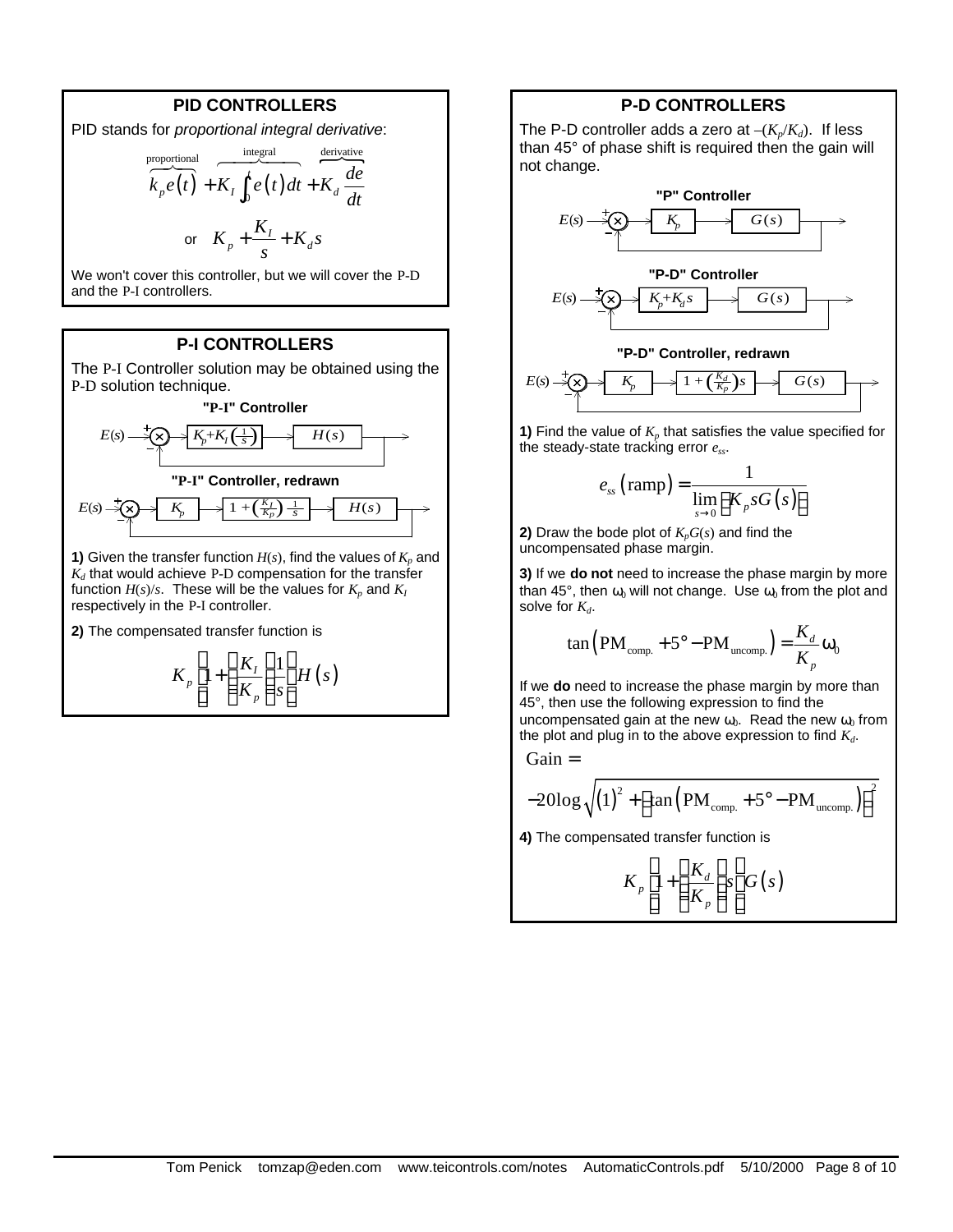## PID CONTROLLERS

PID stands for *proportional integral derivative*:

$$\overbrace{k_p e(t)}^{\text{proportional}} + \overbrace{K_I \int_0^t e(t)\,dt}^{\text{integral}} + \overbrace{K_d \frac{de}{dt}}^{\text{derivative}}$$

$$\text{or} \quad K_p + \frac{K_I}{s} + K_d s$$

We won't cover this controller, but we will cover the P-D and the P-I controllers.

## P-I CONTROLLERS

The P-I Controller solution may be obtained using the P-D solution technique.

**"P-I" Controller**

$E(s) \rightarrow (+/-) \rightarrow \left[K_p + K_I\left(\frac{1}{s}\right)\right] \rightarrow [H(s)] \rightarrow$ (unity feedback)

**"P-I" Controller, redrawn**

$E(s) \rightarrow (+/-) \rightarrow [K_p] \rightarrow \left[1 + \left(\frac{K_I}{K_P}\right)\frac{1}{s}\right] \rightarrow [H(s)] \rightarrow$ (unity feedback)

**1)** Given the transfer function $H(s)$, find the values of $K_p$ and $K_d$ that would achieve P-D compensation for the transfer function $H(s)/s$. These will be the values for $K_p$ and $K_I$ respectively in the P-I controller.

**2)** The compensated transfer function is

$$K_p \left[1 + \left(\frac{K_I}{K_p}\right)\left(\frac{1}{s}\right)\right] H(s)$$

## P-D CONTROLLERS

The P-D controller adds a zero at $-(K_p/K_d)$. If less than 45° of phase shift is required then the gain will not change.

**"P" Controller**

$E(s) \rightarrow (+/-) \rightarrow [K_p] \rightarrow [G(s)] \rightarrow$ (unity feedback)

**"P-D" Controller**

$E(s) \rightarrow (+/-) \rightarrow [K_p + K_d s] \rightarrow [G(s)] \rightarrow$ (unity feedback)

**"P-D" Controller, redrawn**

$E(s) \rightarrow (+/-) \rightarrow [K_p] \rightarrow \left[1 + \left(\frac{K_d}{K_p}\right)s\right] \rightarrow [G(s)] \rightarrow$ (unity feedback)

**1)** Find the value of $K_p$ that satisfies the value specified for the steady-state tracking error $e_{ss}$.

$$e_{ss}(\text{ramp}) = \frac{1}{\lim\limits_{s \to 0}\left[K_p s G(s)\right]}$$

**2)** Draw the bode plot of $K_p G(s)$ and find the uncompensated phase margin.

**3)** If we **do not** need to increase the phase margin by more than 45°, then $\omega_0$ will not change. Use $\omega_0$ from the plot and solve for $K_d$.

$$\tan\left(\text{PM}_{\text{comp.}} + 5° - \text{PM}_{\text{uncomp.}}\right) = \frac{K_d}{K_p}\omega_0$$

If we **do** need to increase the phase margin by more than 45°, then use the following expression to find the uncompensated gain at the new $\omega_0$. Read the new $\omega_0$ from the plot and plug in to the above expression to find $K_d$.

$$\text{Gain} = -20\log\sqrt{(1)^2 + \left[\tan\left(\text{PM}_{\text{comp.}} + 5° - \text{PM}_{\text{uncomp.}}\right)\right]^2}$$

**4)** The compensated transfer function is

$$K_p \left[1 + \left(\frac{K_d}{K_p}\right)s\right] G(s)$$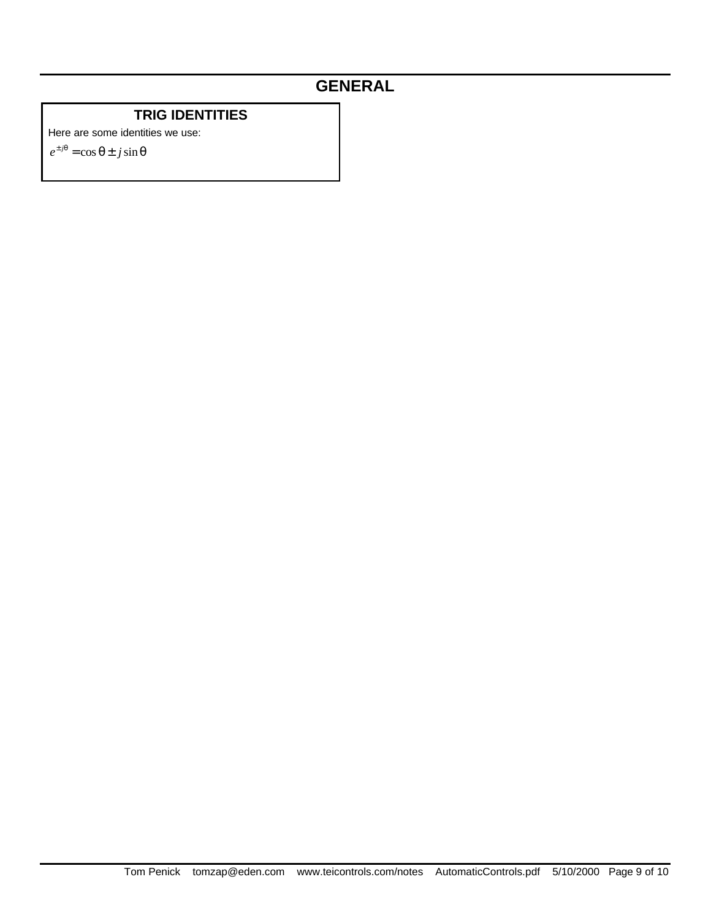# GENERAL

## TRIG IDENTITIES

Here are some identities we use:

$$e^{\pm j\theta} = \cos\theta \pm j\sin\theta$$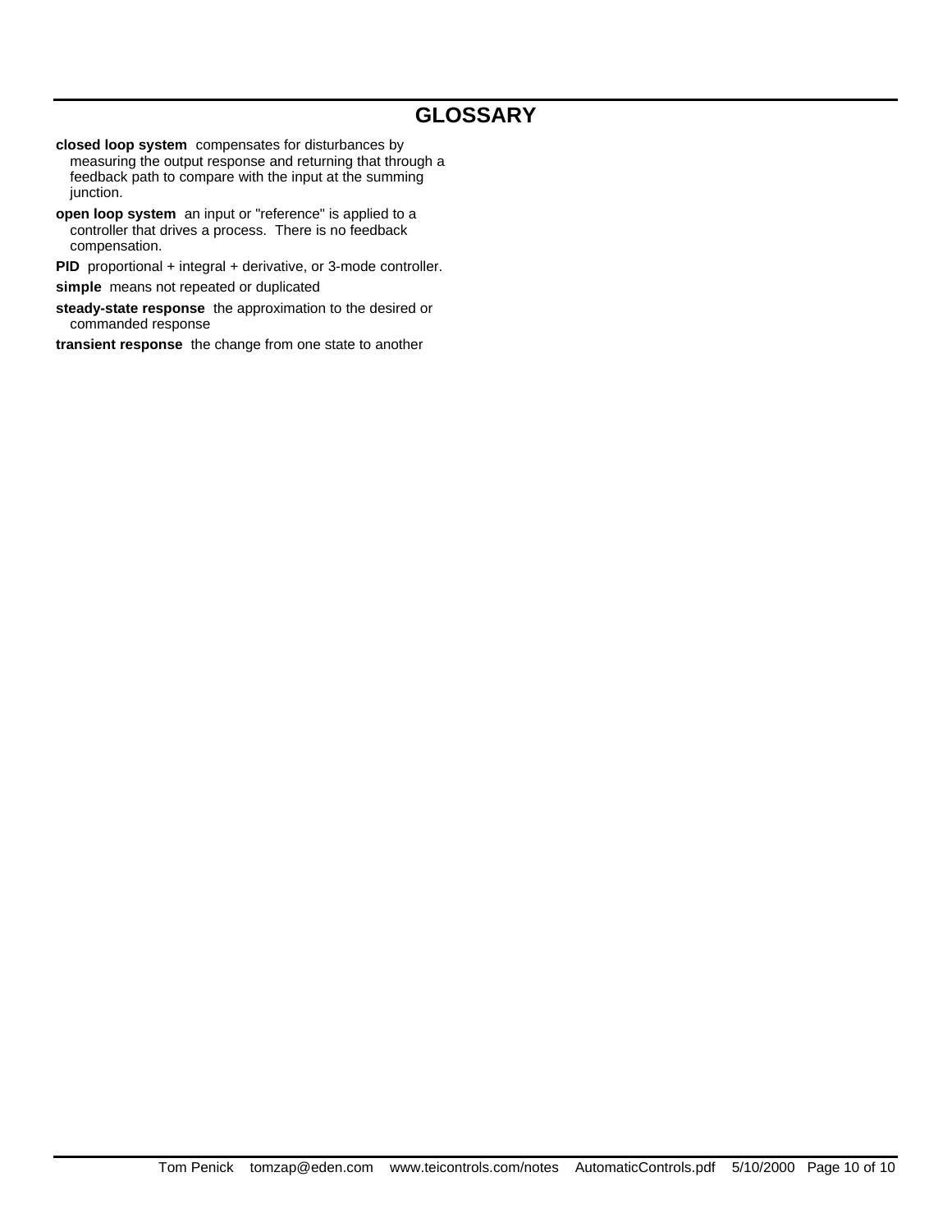# GLOSSARY

**closed loop system** compensates for disturbances by measuring the output response and returning that through a feedback path to compare with the input at the summing junction.

**open loop system** an input or "reference" is applied to a controller that drives a process. There is no feedback compensation.

**PID** proportional + integral + derivative, or 3-mode controller.

**simple** means not repeated or duplicated

**steady-state response** the approximation to the desired or commanded response

**transient response** the change from one state to another